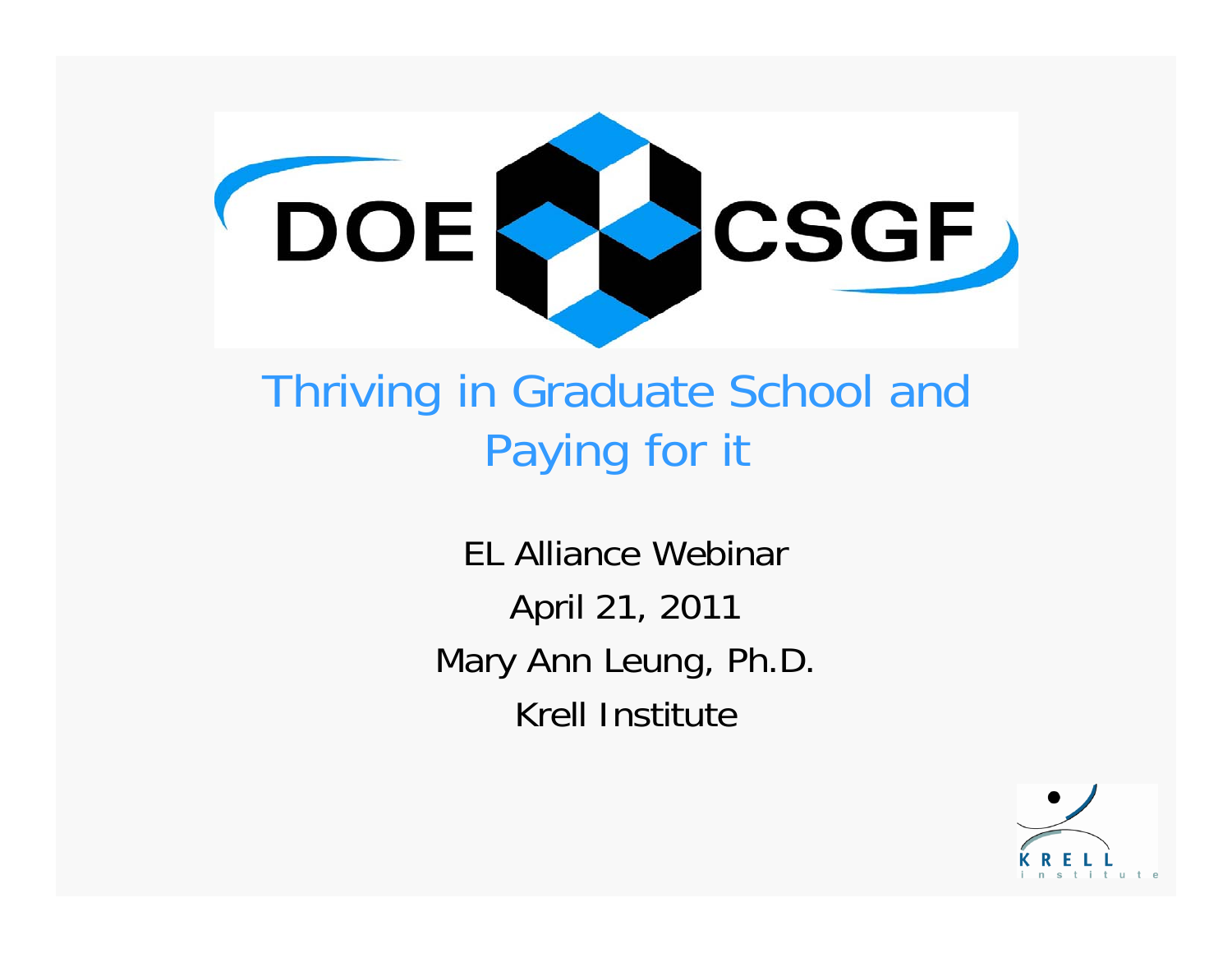DOE CSGF

# Thriving in Graduate School and Paying for it

EL Alliance Webinar

April 21, 2011

Mary Ann Leung, Ph.D.

Krell Institute

KRELL institute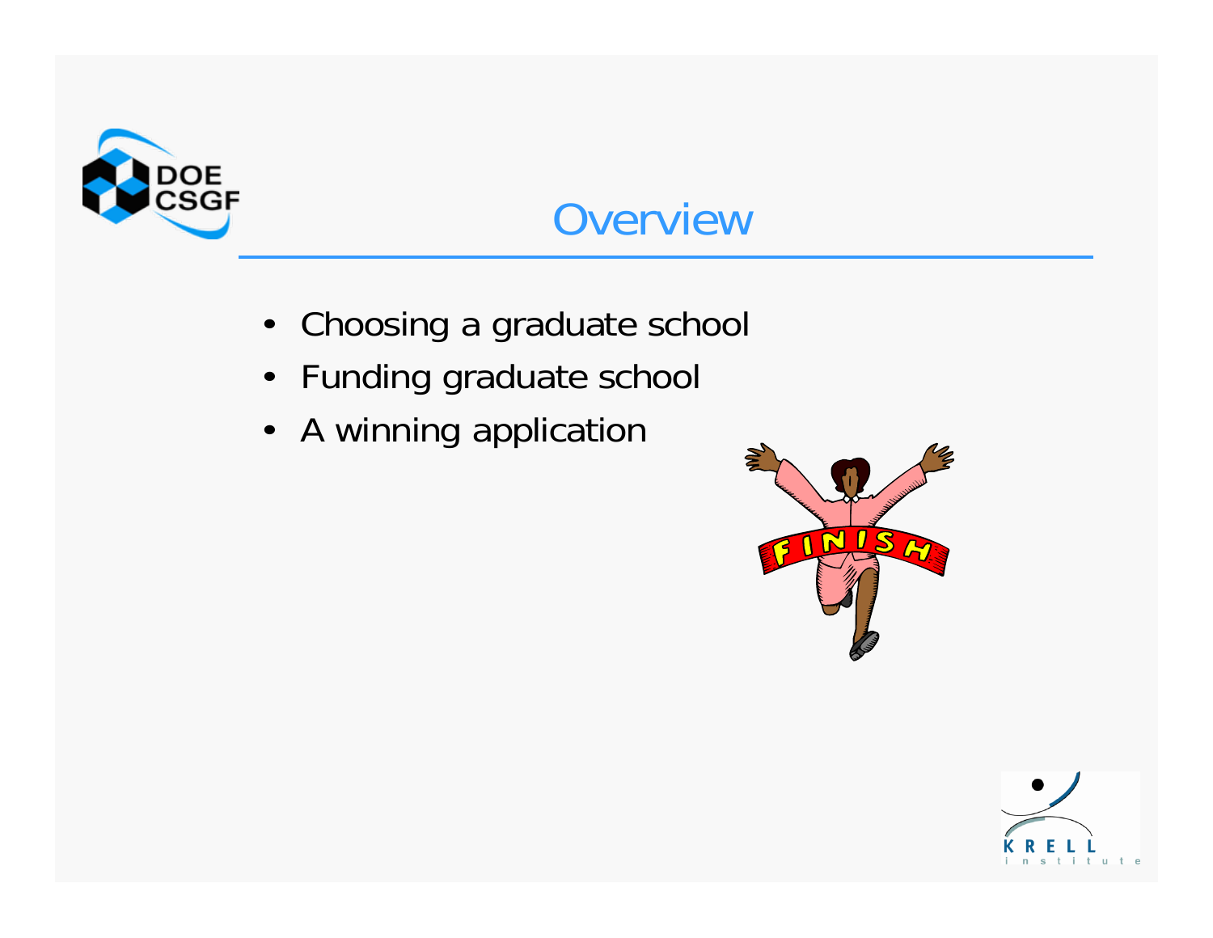# Overview

- Choosing a graduate school
- Funding graduate school
- A winning application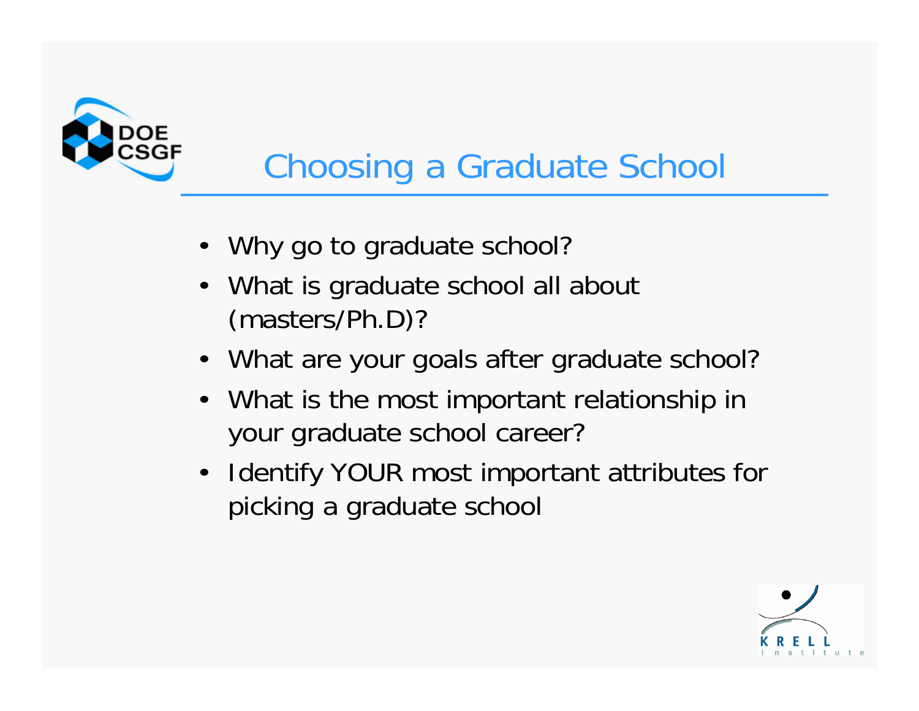# Choosing a Graduate School

- Why go to graduate school?
- What is graduate school all about (masters/Ph.D)?
- What are your goals after graduate school?
- What is the most important relationship in your graduate school career?
- Identify YOUR most important attributes for picking a graduate school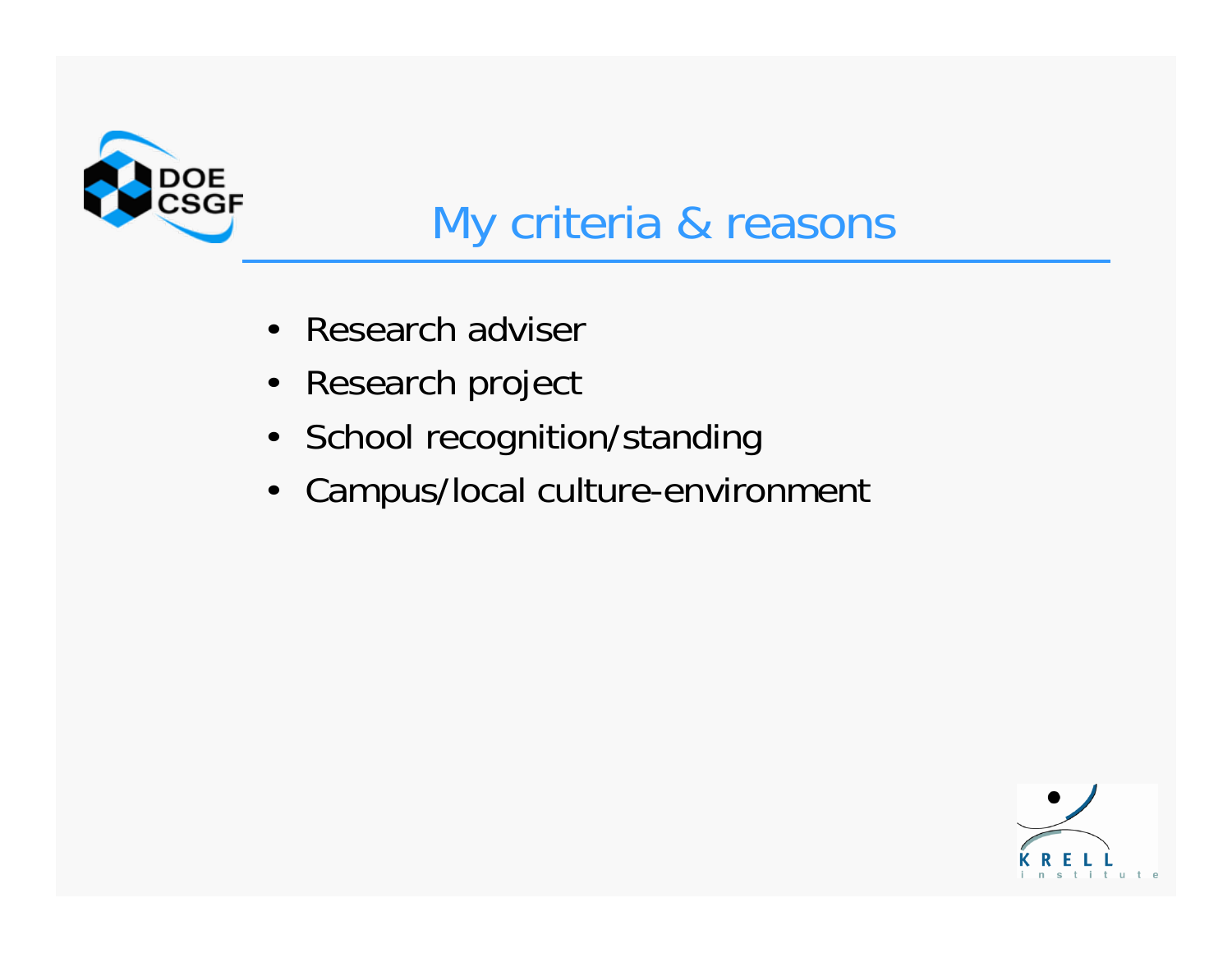# My criteria & reasons

- Research adviser
- Research project
- School recognition/standing
- Campus/local culture-environment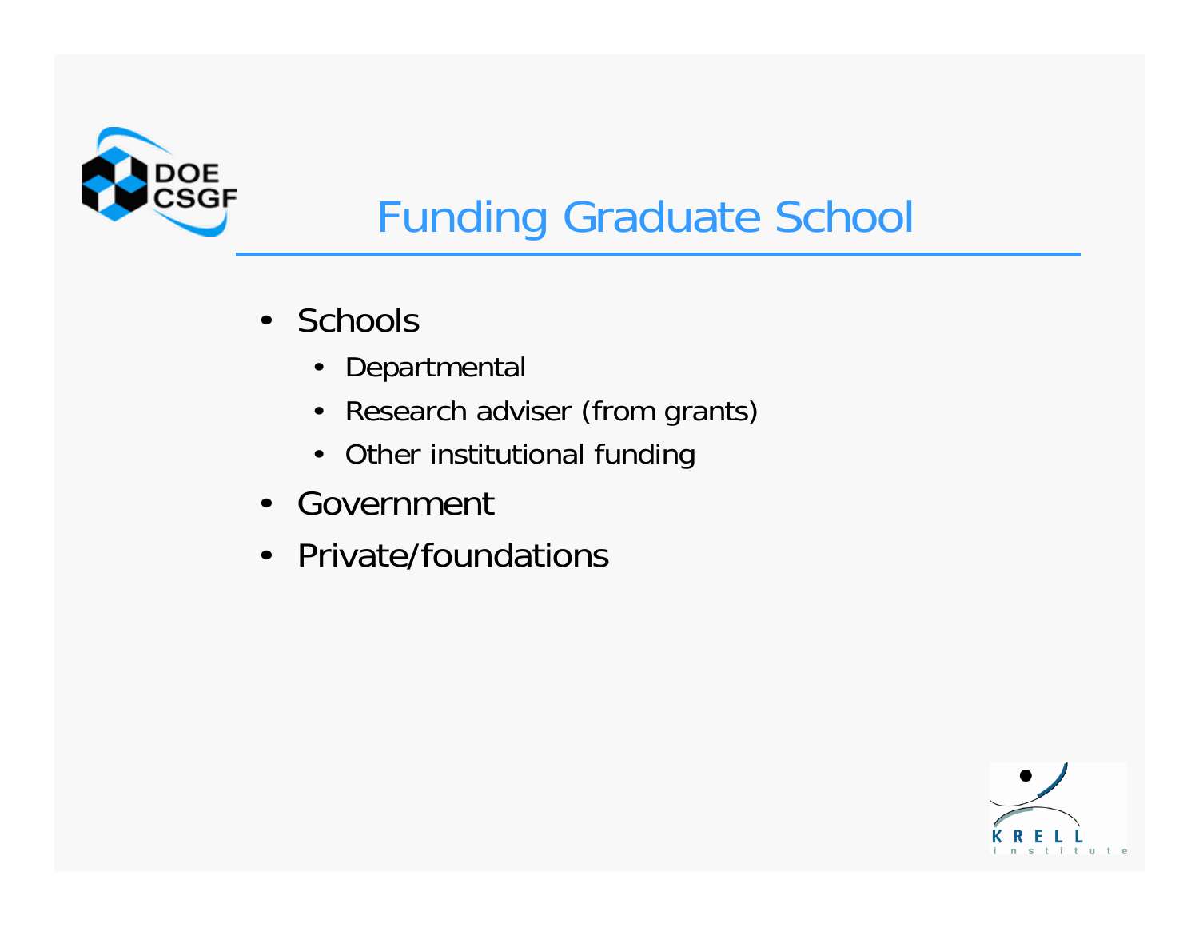# Funding Graduate School

- Schools
  - Departmental
  - Research adviser (from grants)
  - Other institutional funding
- Government
- Private/foundations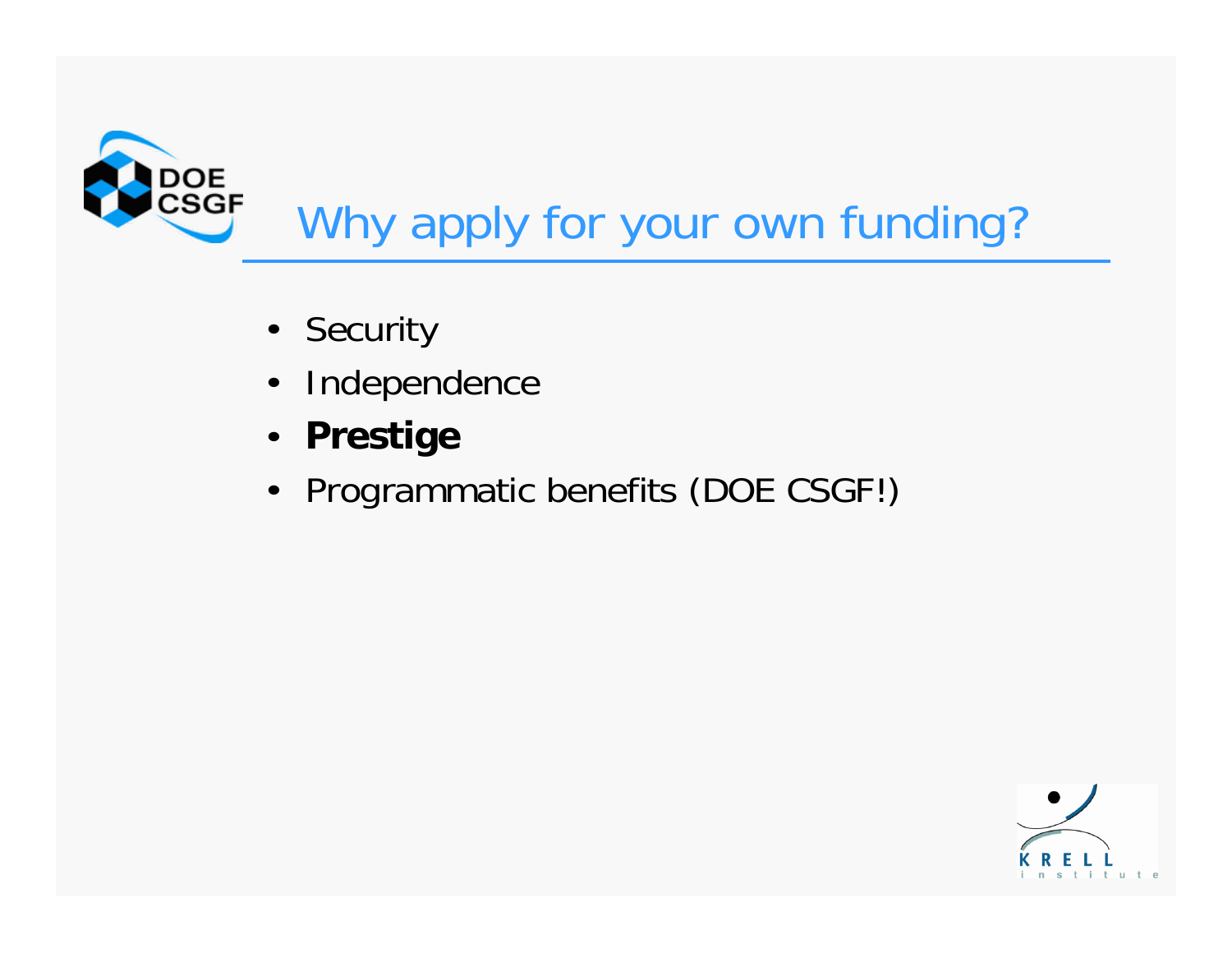# Why apply for your own funding?

- Security
- Independence
- **Prestige**
- Programmatic benefits (DOE CSGF!)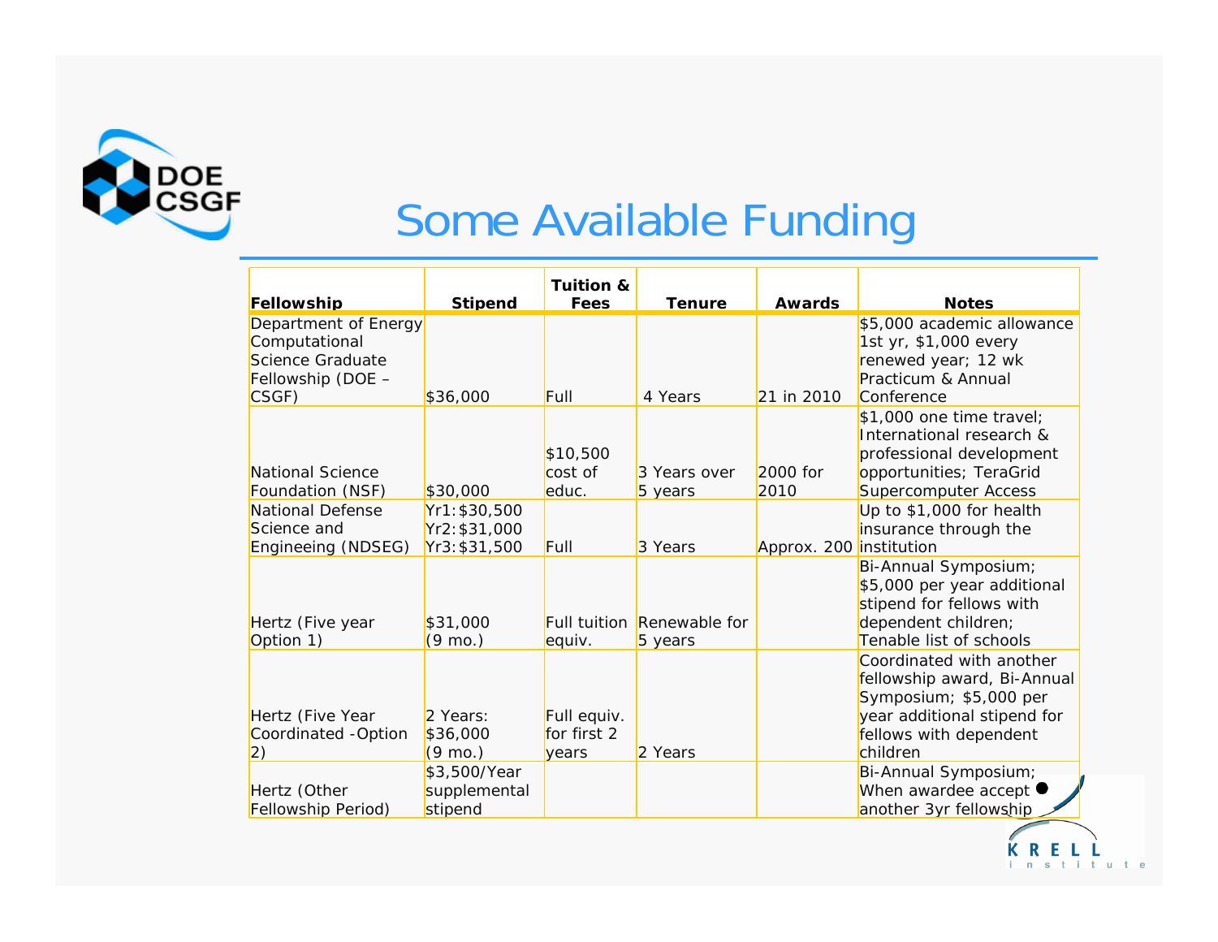# Some Available Funding

| Fellowship | Stipend | Tuition & Fees | Tenure | Awards | Notes |
|---|---|---|---|---|---|
| Department of Energy Computational Science Graduate Fellowship (DOE – CSGF) | $36,000 | Full | 4 Years | 21 in 2010 | $5,000 academic allowance 1st yr, $1,000 every renewed year; 12 wk Practicum & Annual Conference |
| National Science Foundation (NSF) | $30,000 | $10,500 cost of educ. | 3 Years over 5 years | 2000 for 2010 | $1,000 one time travel; International research & professional development opportunities; TeraGrid Supercomputer Access |
| National Defense Science and Engineeing (NDSEG) | Yr1: $30,500 Yr2: $31,000 Yr3: $31,500 | Full | 3 Years | Approx. 200 | Up to $1,000 for health insurance through the institution |
| Hertz (Five year Option 1) | $31,000 (9 mo.) | Full tuition equiv. | Renewable for 5 years | | Bi-Annual Symposium; $5,000 per year additional stipend for fellows with dependent children; Tenable list of schools |
| Hertz (Five Year Coordinated -Option 2) | 2 Years: $36,000 (9 mo.) | Full equiv. for first 2 years | 2 Years | | Coordinated with another fellowship award, Bi-Annual Symposium; $5,000 per year additional stipend for fellows with dependent children |
| Hertz (Other Fellowship Period) | $3,500/Year supplemental stipend | | | | Bi-Annual Symposium; When awardee accept another 3yr fellowship |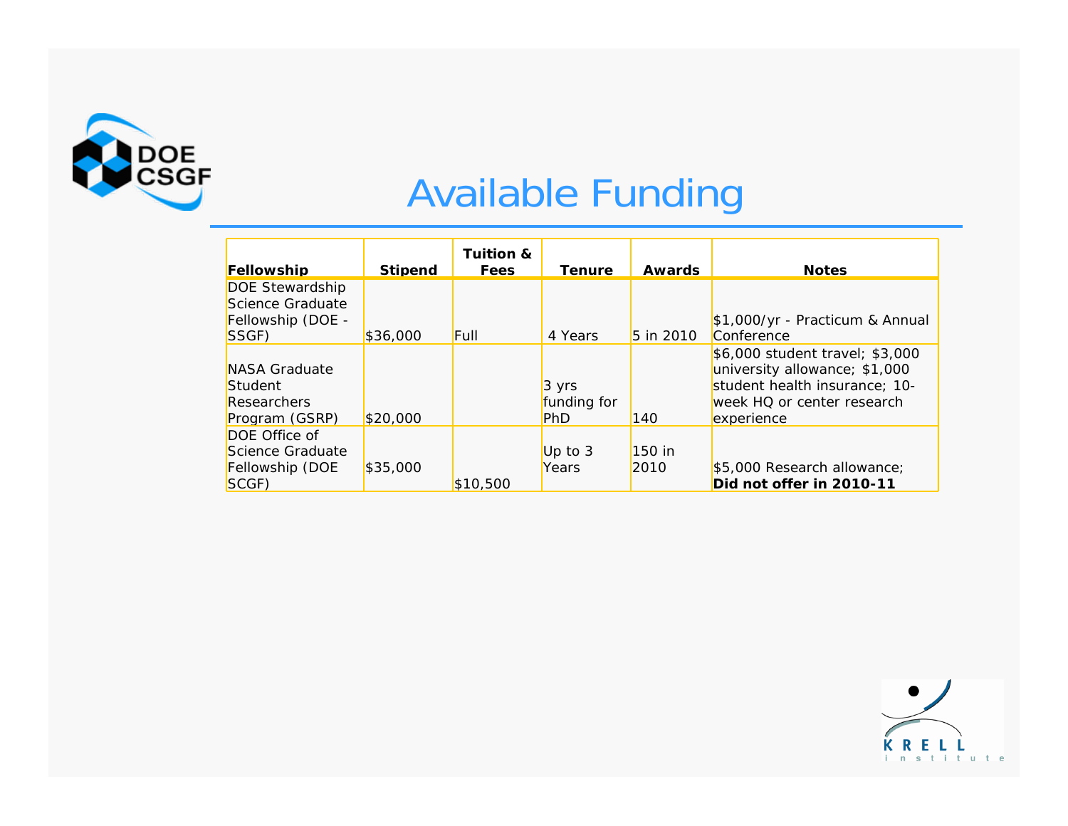# Available Funding

| Fellowship | Stipend | Tuition & Fees | Tenure | Awards | Notes |
|---|---|---|---|---|---|
| DOE Stewardship Science Graduate Fellowship (DOE - SSGF) | $36,000 | Full | 4 Years | 5 in 2010 | $1,000/yr - Practicum & Annual Conference |
| NASA Graduate Student Researchers Program (GSRP) | $20,000 | | 3 yrs funding for PhD | 140 | $6,000 student travel; $3,000 university allowance; $1,000 student health insurance; 10-week HQ or center research experience |
| DOE Office of Science Graduate Fellowship (DOE SCGF) | $35,000 | $10,500 | Up to 3 Years | 150 in 2010 | $5,000 Research allowance; **Did not offer in 2010-11** |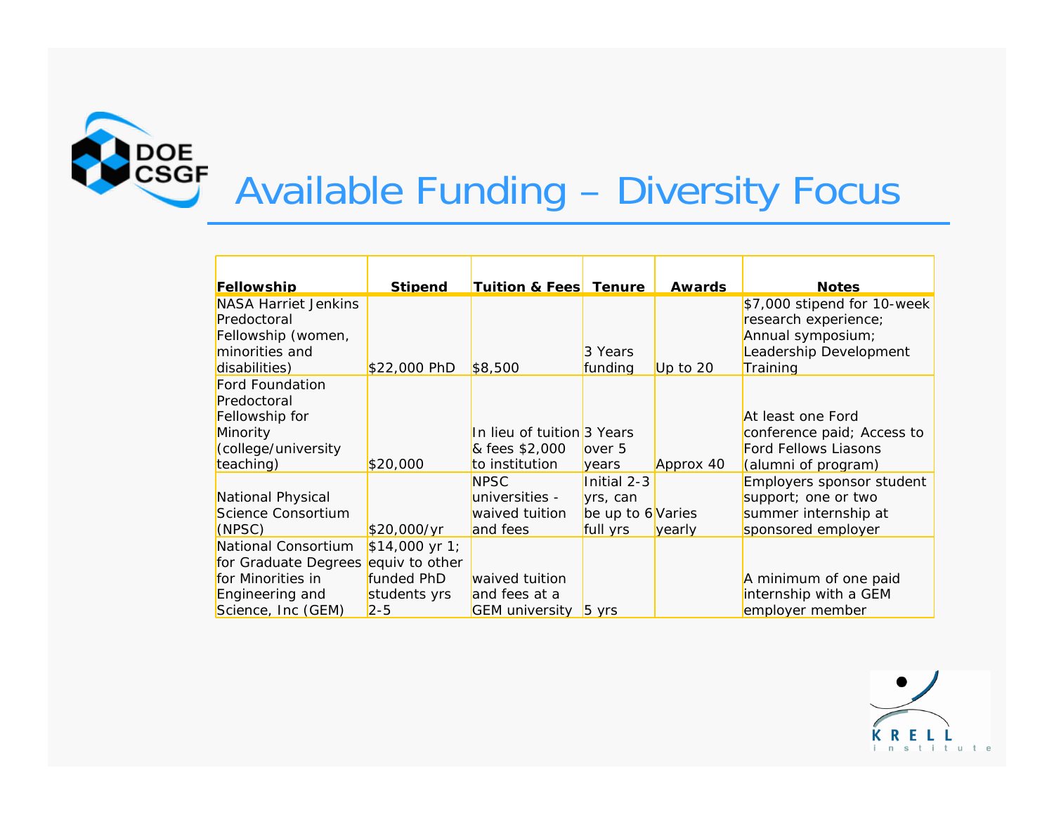# Available Funding – Diversity Focus

| Fellowship | Stipend | Tuition & Fees | Tenure | Awards | Notes |
|---|---|---|---|---|---|
| NASA Harriet Jenkins Predoctoral Fellowship (women, minorities and disabilities) | $22,000 PhD | $8,500 | 3 Years funding | Up to 20 | $7,000 stipend for 10-week research experience; Annual symposium; Leadership Development Training |
| Ford Foundation Predoctoral Fellowship for Minority (college/university teaching) | $20,000 | In lieu of tuition & fees $2,000 to institution | 3 Years over 5 years | Approx 40 | At least one Ford conference paid; Access to Ford Fellows Liasons (alumni of program) |
| National Physical Science Consortium (NPSC) | $20,000/yr | NPSC universities - waived tuition and fees | Initial 2-3 yrs, can be up to 6 full yrs | Varies yearly | Employers sponsor student support; one or two summer internship at sponsored employer |
| National Consortium for Graduate Degrees for Minorities in Engineering and Science, Inc (GEM) | $14,000 yr 1; equiv to other funded PhD students yrs 2-5 | waived tuition and fees at a GEM university | 5 yrs | | A minimum of one paid internship with a GEM employer member |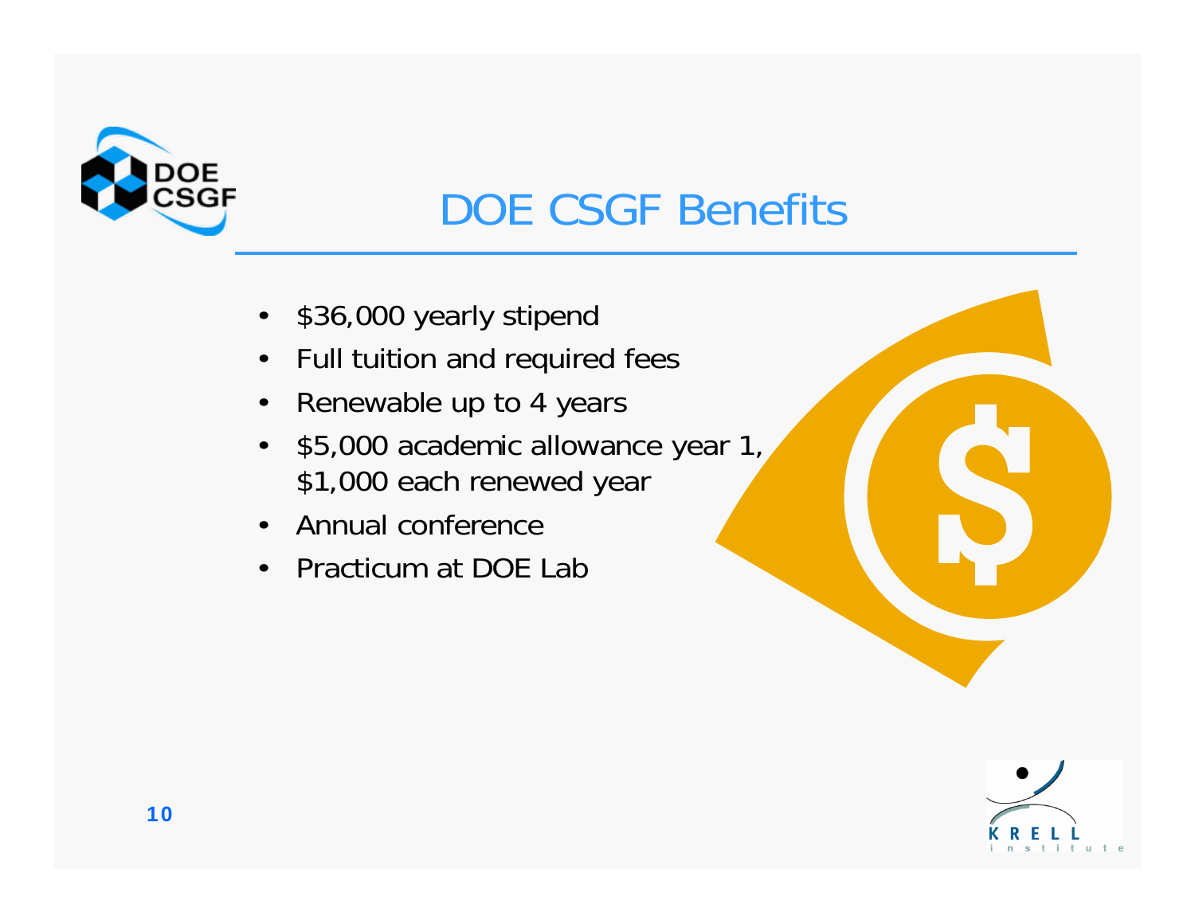# DOE CSGF Benefits

- $36,000 yearly stipend
- Full tuition and required fees
- Renewable up to 4 years
- $5,000 academic allowance year 1, $1,000 each renewed year
- Annual conference
- Practicum at DOE Lab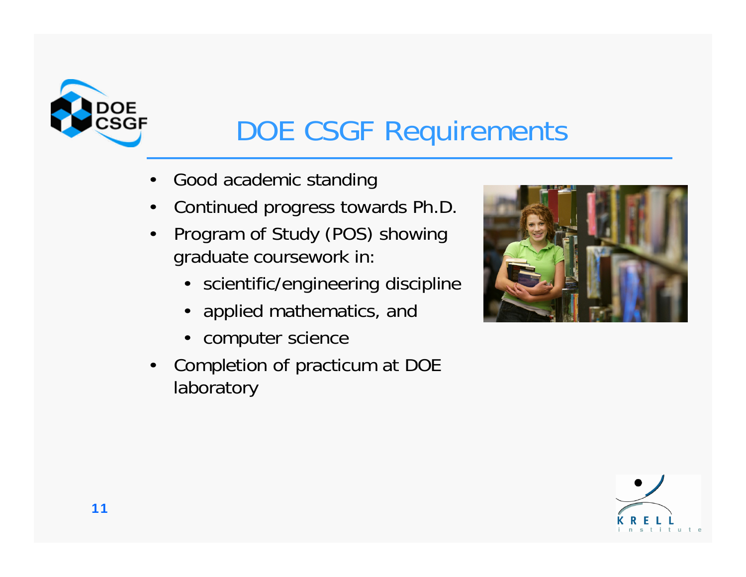# DOE CSGF Requirements

- Good academic standing
- Continued progress towards Ph.D.
- Program of Study (POS) showing graduate coursework in:
  - scientific/engineering discipline
  - applied mathematics, and
  - computer science
- Completion of practicum at DOE laboratory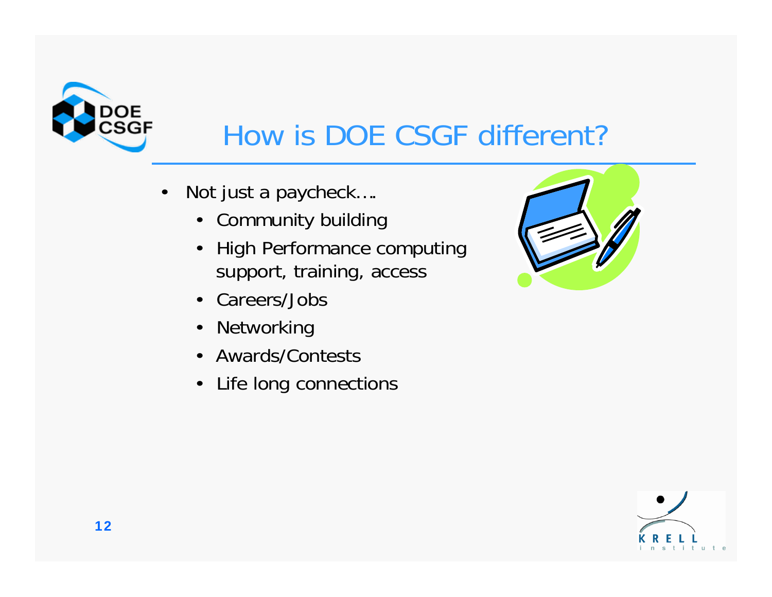# How is DOE CSGF different?

- Not just a paycheck….
  - Community building
  - High Performance computing support, training, access
  - Careers/Jobs
  - Networking
  - Awards/Contests
  - Life long connections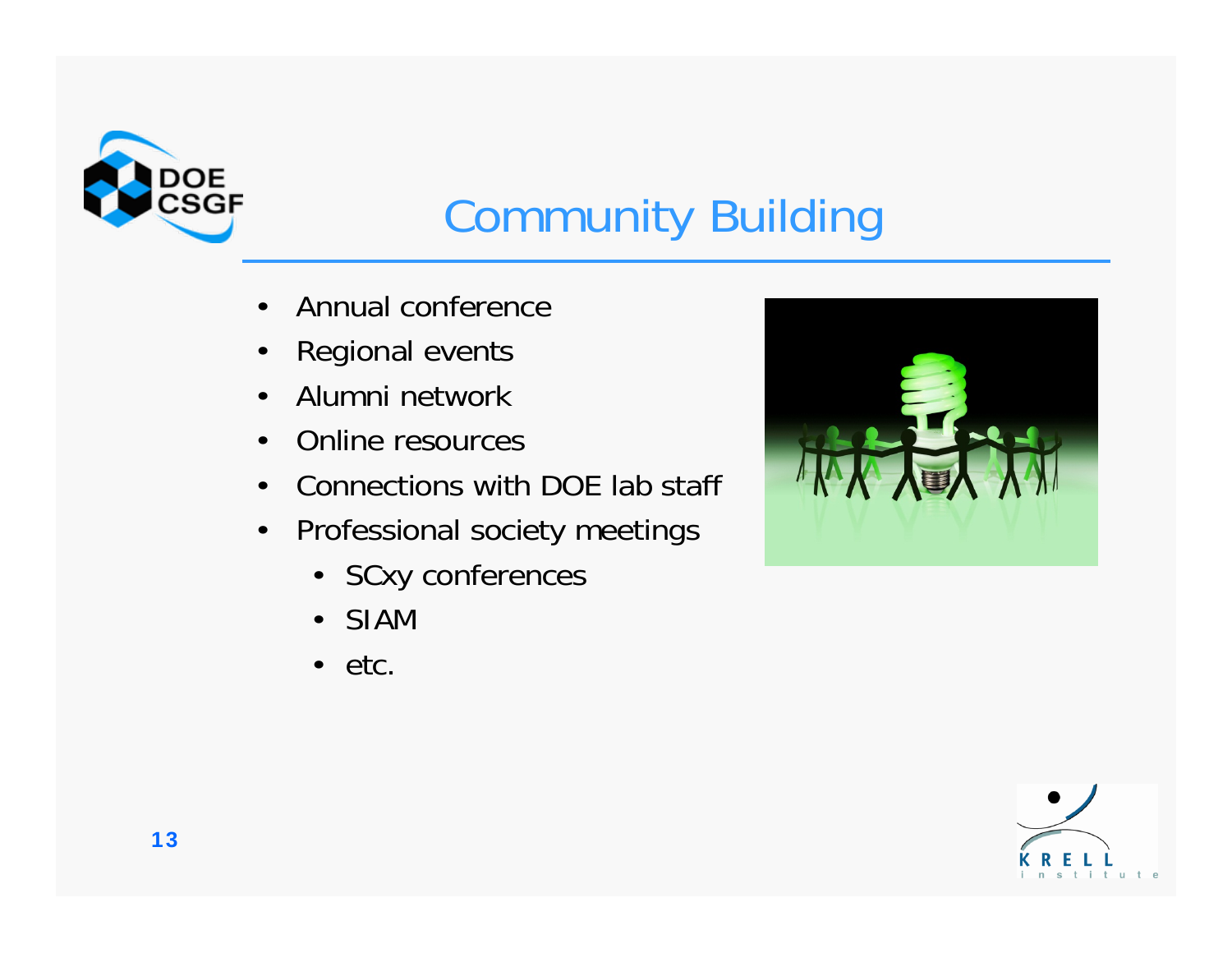# Community Building

- Annual conference
- Regional events
- Alumni network
- Online resources
- Connections with DOE lab staff
- Professional society meetings
  - SCxy conferences
  - SIAM
  - etc.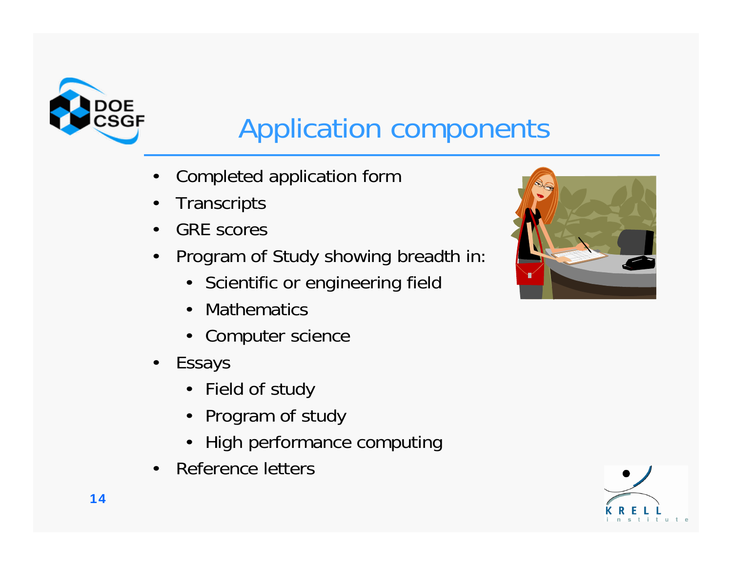# Application components

- Completed application form
- Transcripts
- GRE scores
- Program of Study showing breadth in:
  - Scientific or engineering field
  - Mathematics
  - Computer science
- Essays
  - Field of study
  - Program of study
  - High performance computing
- Reference letters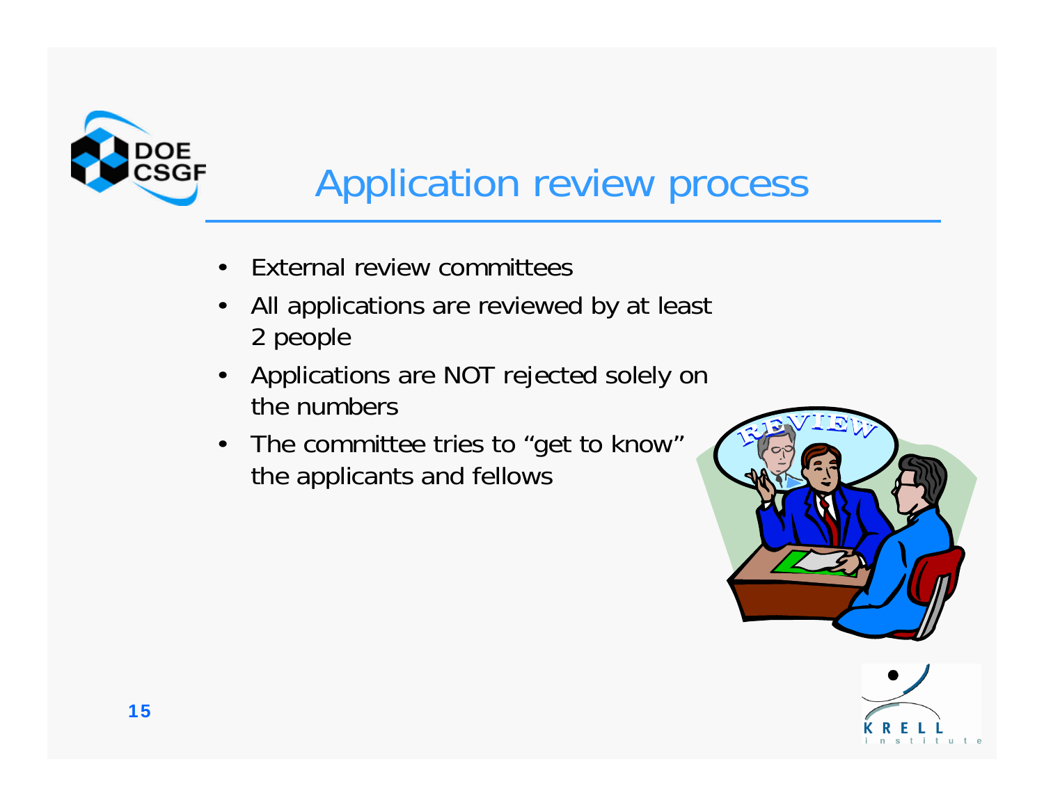# Application review process

- External review committees
- All applications are reviewed by at least 2 people
- Applications are NOT rejected solely on the numbers
- The committee tries to "get to know" the applicants and fellows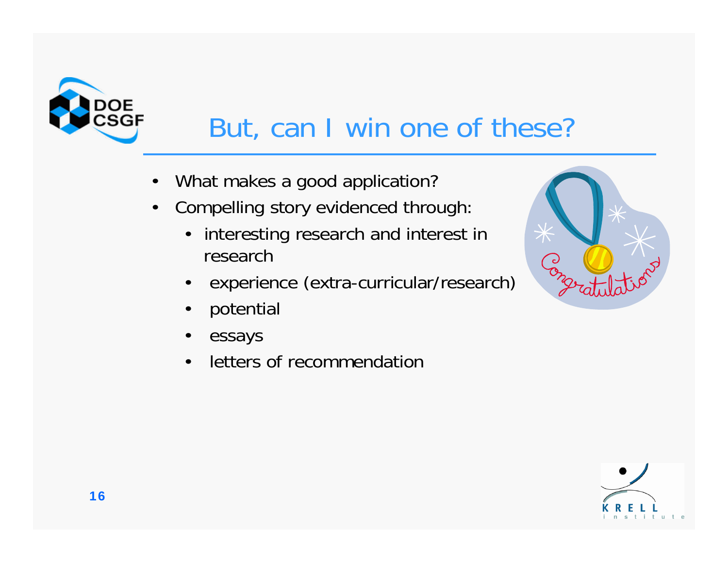# But, can I win one of these?

- What makes a good application?
- Compelling story evidenced through:
  - interesting research and interest in research
  - experience (extra-curricular/research)
  - potential
  - essays
  - letters of recommendation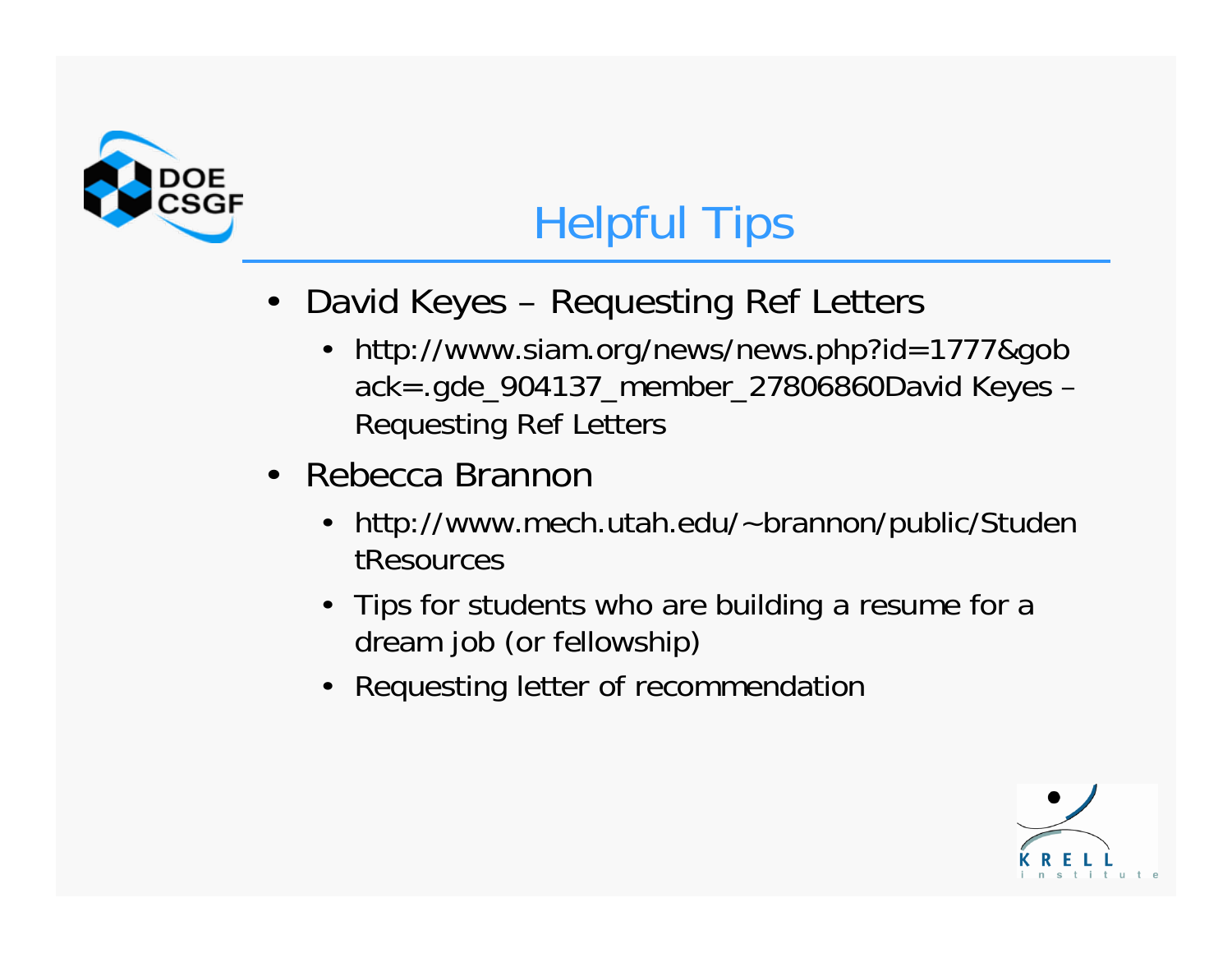# Helpful Tips

- David Keyes – Requesting Ref Letters
  - http://www.siam.org/news/news.php?id=1777&goback=.gde_904137_member_27806860David Keyes – Requesting Ref Letters
- Rebecca Brannon
  - http://www.mech.utah.edu/~brannon/public/StudentResources
  - Tips for students who are building a resume for a dream job (or fellowship)
  - Requesting letter of recommendation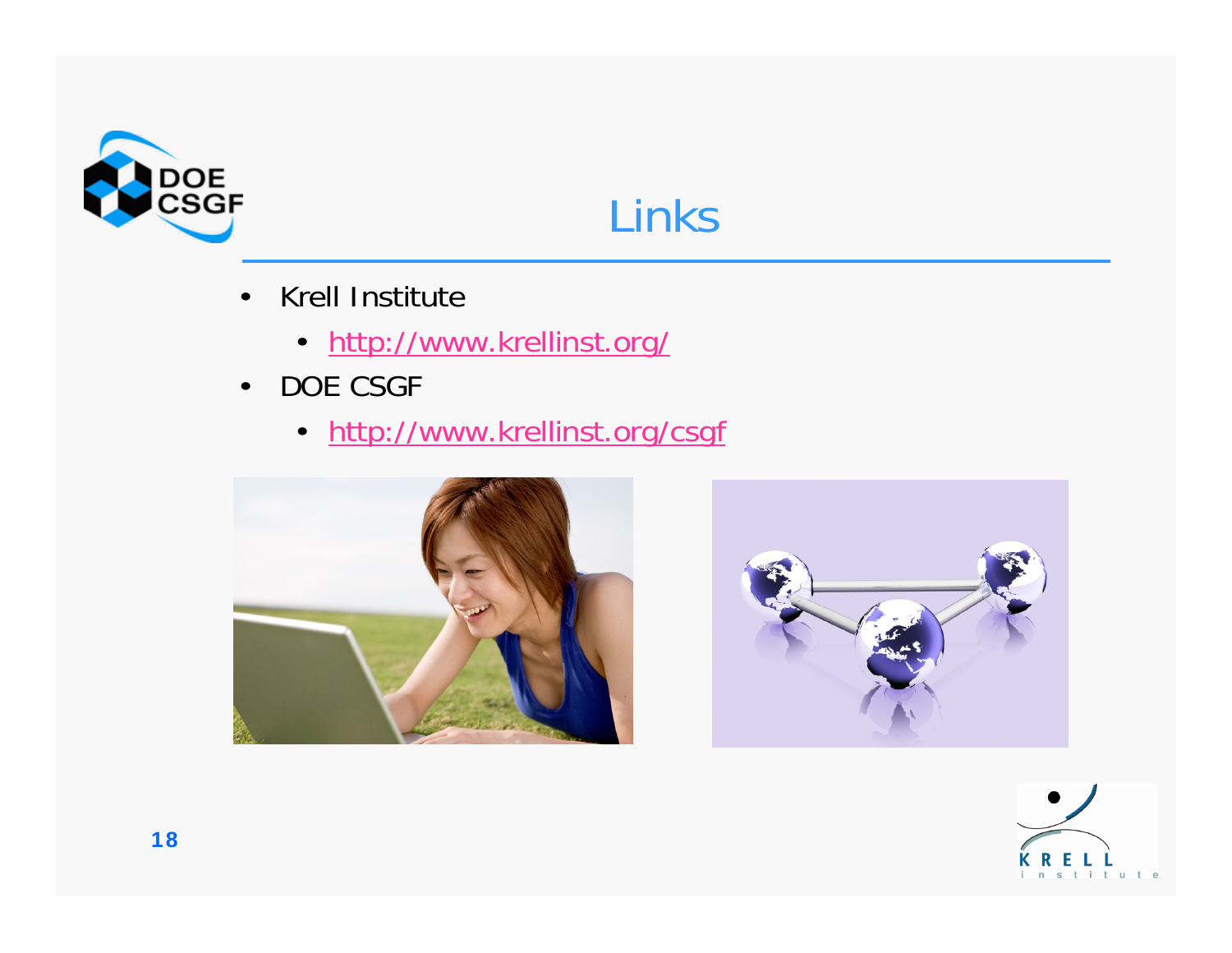# Links

- Krell Institute
  - http://www.krellinst.org/
- DOE CSGF
  - http://www.krellinst.org/csgf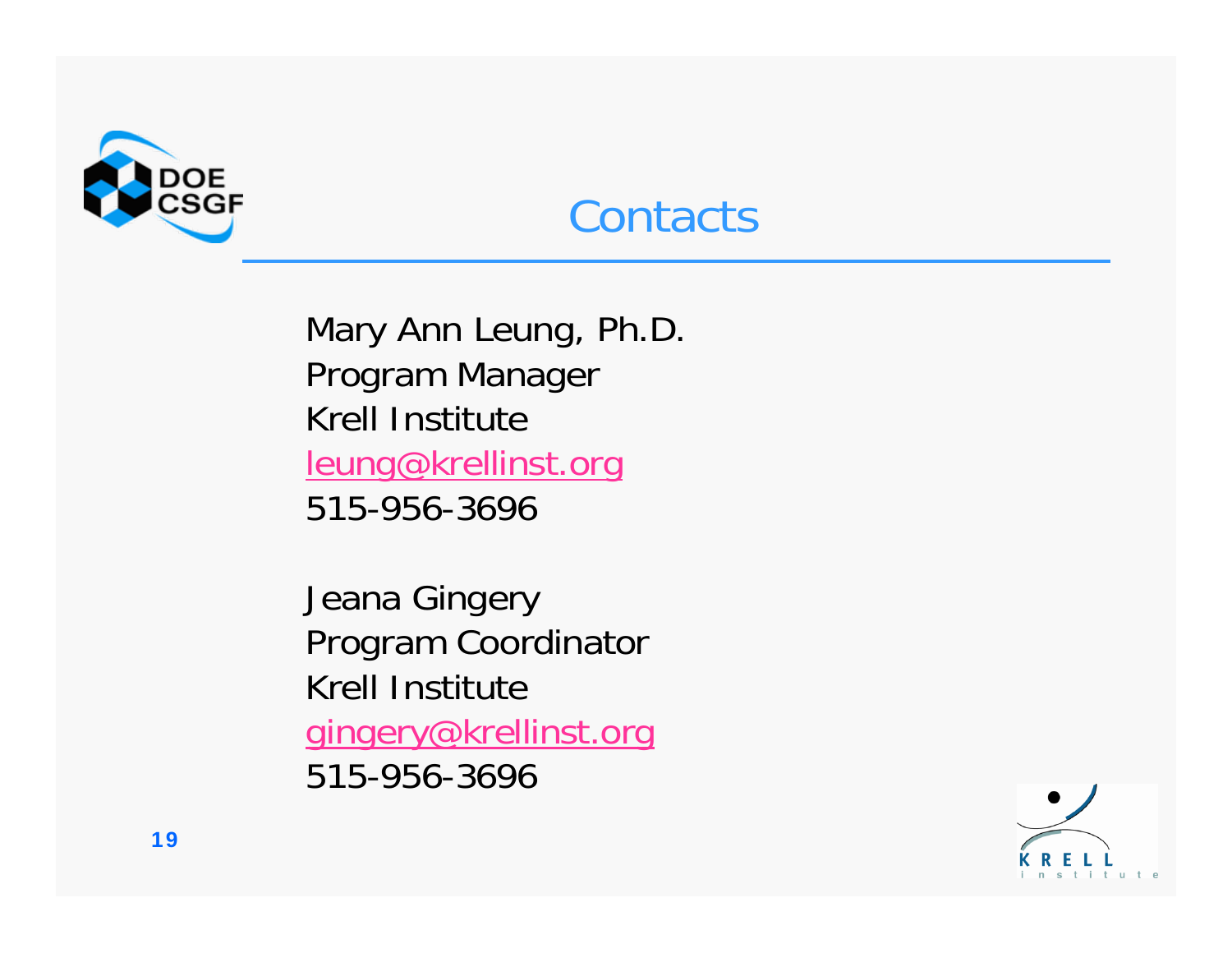# Contacts

Mary Ann Leung, Ph.D.
Program Manager
Krell Institute
leung@krellinst.org
515-956-3696

Jeana Gingery
Program Coordinator
Krell Institute
gingery@krellinst.org
515-956-3696